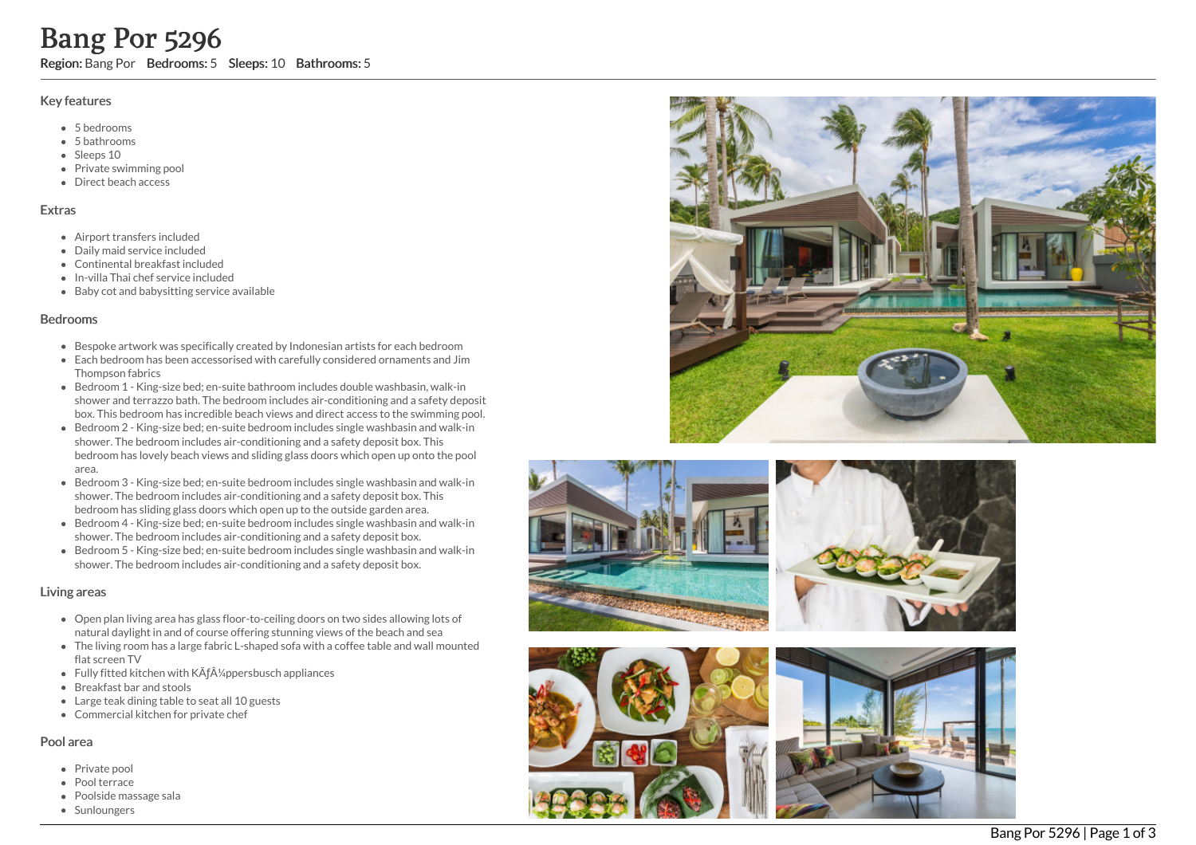# Bang Por 5296

**Region:** Bang Por **Bedrooms:** 5 **Sleeps:** 10 **Bathrooms:** 5

## Key features

- 5 bedrooms
- 5 bathrooms
- Sleeps 10
- Private swimming pool
- Direct beach access

## Extras

- Airport transfers included
- Daily maid service included
- Continental breakfast included
- In-villa Thai chef service included
- Baby cot and babysitting service available

## Bedrooms

- Bespoke artwork was specifically created by Indonesian artists for each bedroom
- Each bedroom has been accessorised with carefully considered ornaments and Jim Thompson fabrics
- Bedroom 1 - King-size bed; en-suite bathroom includes double washbasin, walk-in shower and terrazzo bath. The bedroom includes air-conditioning and a safety deposit box. This bedroom has incredible beach views and direct access to the swimming pool.
- Bedroom 2 - King-size bed; en-suite bedroom includes single washbasin and walk-in shower. The bedroom includes air-conditioning and a safety deposit box. This bedroom has lovely beach views and sliding glass doors which open up onto the pool area.
- Bedroom 3 - King-size bed; en-suite bedroom includes single washbasin and walk-in shower. The bedroom includes air-conditioning and a safety deposit box. This bedroom has sliding glass doors which open up to the outside garden area.
- Bedroom 4 - King-size bed; en-suite bedroom includes single washbasin and walk-in shower. The bedroom includes air-conditioning and a safety deposit box.
- Bedroom 5 - King-size bed; en-suite bedroom includes single washbasin and walk-in shower. The bedroom includes air-conditioning and a safety deposit box.

## Living areas

- Open plan living area has glass floor-to-ceiling doors on two sides allowing lots of natural daylight in and of course offering stunning views of the beach and sea
- The living room has a large fabric L-shaped sofa with a coffee table and wall mounted flat screen TV
- Fully fitted kitchen with KÃƒÂ¼ppersbusch appliances
- Breakfast bar and stools
- Large teak dining table to seat all 10 guests
- Commercial kitchen for private chef

## Pool area

- Private pool
- Pool terrace
- Poolside massage sala
- Sunloungers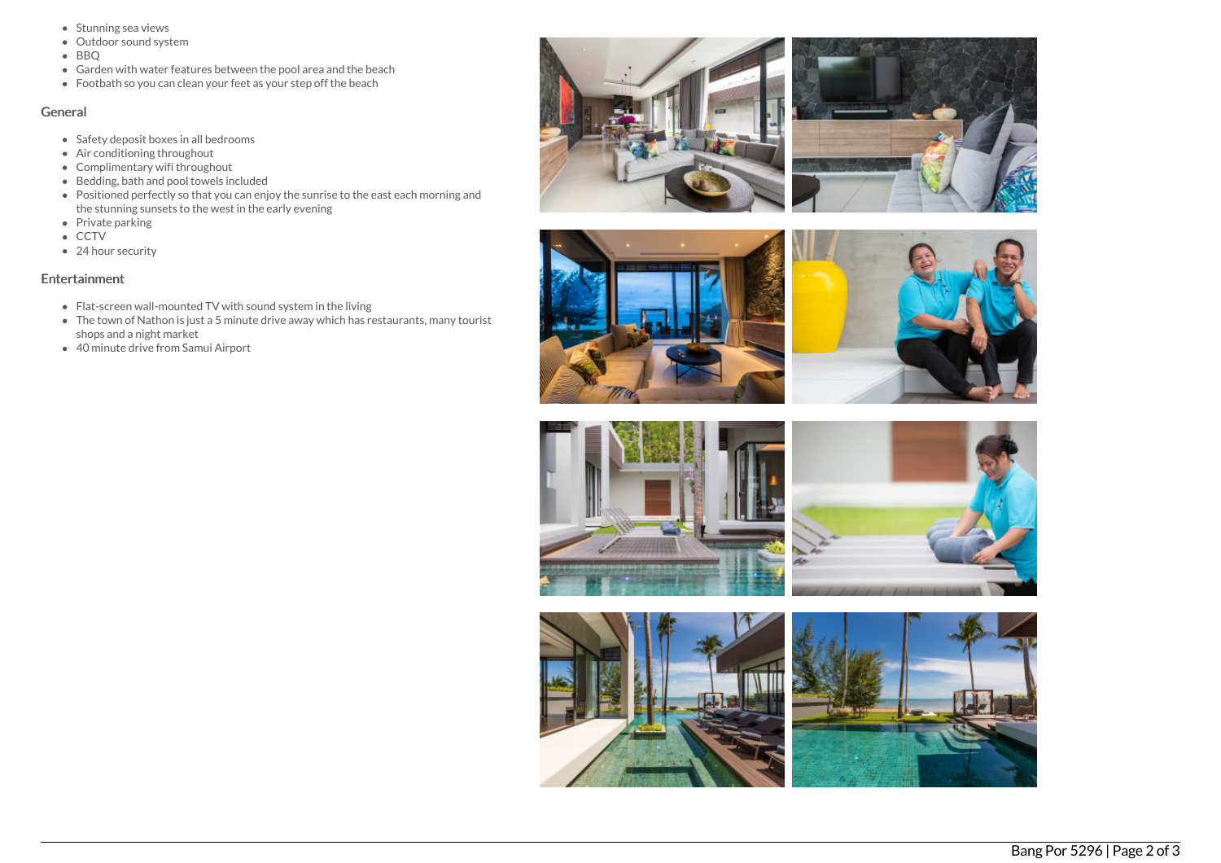- Stunning sea views
- Outdoor sound system
- BBQ
- Garden with water features between the pool area and the beach
- Footbath so you can clean your feet as your step off the beach

## General

- Safety deposit boxes in all bedrooms
- Air conditioning throughout
- Complimentary wifi throughout
- Bedding, bath and pool towels included
- Positioned perfectly so that you can enjoy the sunrise to the east each morning and the stunning sunsets to the west in the early evening
- Private parking
- CCTV
- 24 hour security

## Entertainment

- Flat-screen wall-mounted TV with sound system in the living
- The town of Nathon is just a 5 minute drive away which has restaurants, many tourist shops and a night market
- 40 minute drive from Samui Airport